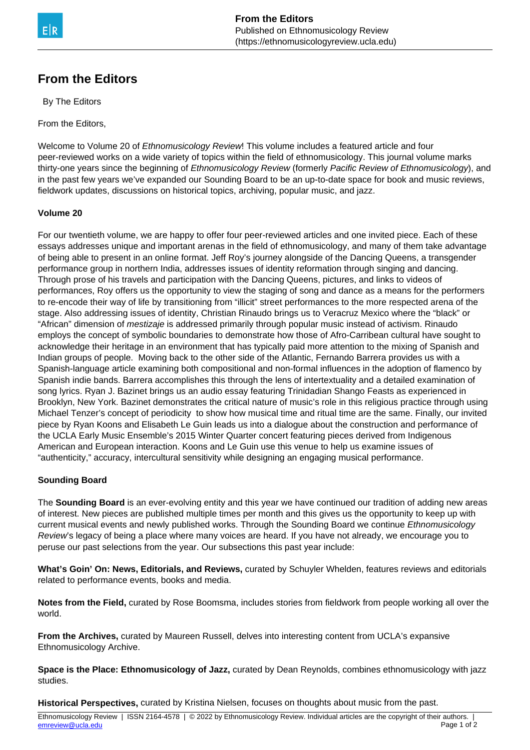# From the Editors

By The Editors

From the Editors,

Welcome to Volume 20 of *Ethnomusicology Review*! This volume includes a featured article and four peer-reviewed works on a wide variety of topics within the field of ethnomusicology. This journal volume marks thirty-one years since the beginning of *Ethnomusicology Review* (formerly *Pacific Review of Ethnomusicology*), and in the past few years we've expanded our Sounding Board to be an up-to-date space for book and music reviews, fieldwork updates, discussions on historical topics, archiving, popular music, and jazz.

**Volume 20**

For our twentieth volume, we are happy to offer four peer-reviewed articles and one invited piece. Each of these essays addresses unique and important arenas in the field of ethnomusicology, and many of them take advantage of being able to present in an online format. Jeff Roy's journey alongside of the Dancing Queens, a transgender performance group in northern India, addresses issues of identity reformation through singing and dancing. Through prose of his travels and participation with the Dancing Queens, pictures, and links to videos of performances, Roy offers us the opportunity to view the staging of song and dance as a means for the performers to re-encode their way of life by transitioning from "illicit" street performances to the more respected arena of the stage. Also addressing issues of identity, Christian Rinaudo brings us to Veracruz Mexico where the "black" or "African" dimension of *mestizaje* is addressed primarily through popular music instead of activism. Rinaudo employs the concept of symbolic boundaries to demonstrate how those of Afro-Carribean cultural have sought to acknowledge their heritage in an environment that has typically paid more attention to the mixing of Spanish and Indian groups of people. Moving back to the other side of the Atlantic, Fernando Barrera provides us with a Spanish-language article examining both compositional and non-formal influences in the adoption of flamenco by Spanish indie bands. Barrera accomplishes this through the lens of intertextuality and a detailed examination of song lyrics. Ryan J. Bazinet brings us an audio essay featuring Trinidadian Shango Feasts as experienced in Brooklyn, New York. Bazinet demonstrates the critical nature of music's role in this religious practice through using Michael Tenzer's concept of periodicity to show how musical time and ritual time are the same. Finally, our invited piece by Ryan Koons and Elisabeth Le Guin leads us into a dialogue about the construction and performance of the UCLA Early Music Ensemble's 2015 Winter Quarter concert featuring pieces derived from Indigenous American and European interaction. Koons and Le Guin use this venue to help us examine issues of "authenticity," accuracy, intercultural sensitivity while designing an engaging musical performance.

**Sounding Board**

The **Sounding Board** is an ever-evolving entity and this year we have continued our tradition of adding new areas of interest. New pieces are published multiple times per month and this gives us the opportunity to keep up with current musical events and newly published works. Through the Sounding Board we continue *Ethnomusicology Review*'s legacy of being a place where many voices are heard. If you have not already, we encourage you to peruse our past selections from the year. Our subsections this past year include:

**What's Goin' On: News, Editorials, and Reviews,** curated by Schuyler Whelden, features reviews and editorials related to performance events, books and media.

**Notes from the Field,** curated by Rose Boomsma, includes stories from fieldwork from people working all over the world.

**From the Archives,** curated by Maureen Russell, delves into interesting content from UCLA's expansive Ethnomusicology Archive.

**Space is the Place: Ethnomusicology of Jazz,** curated by Dean Reynolds, combines ethnomusicology with jazz studies.

**Historical Perspectives,** curated by Kristina Nielsen, focuses on thoughts about music from the past.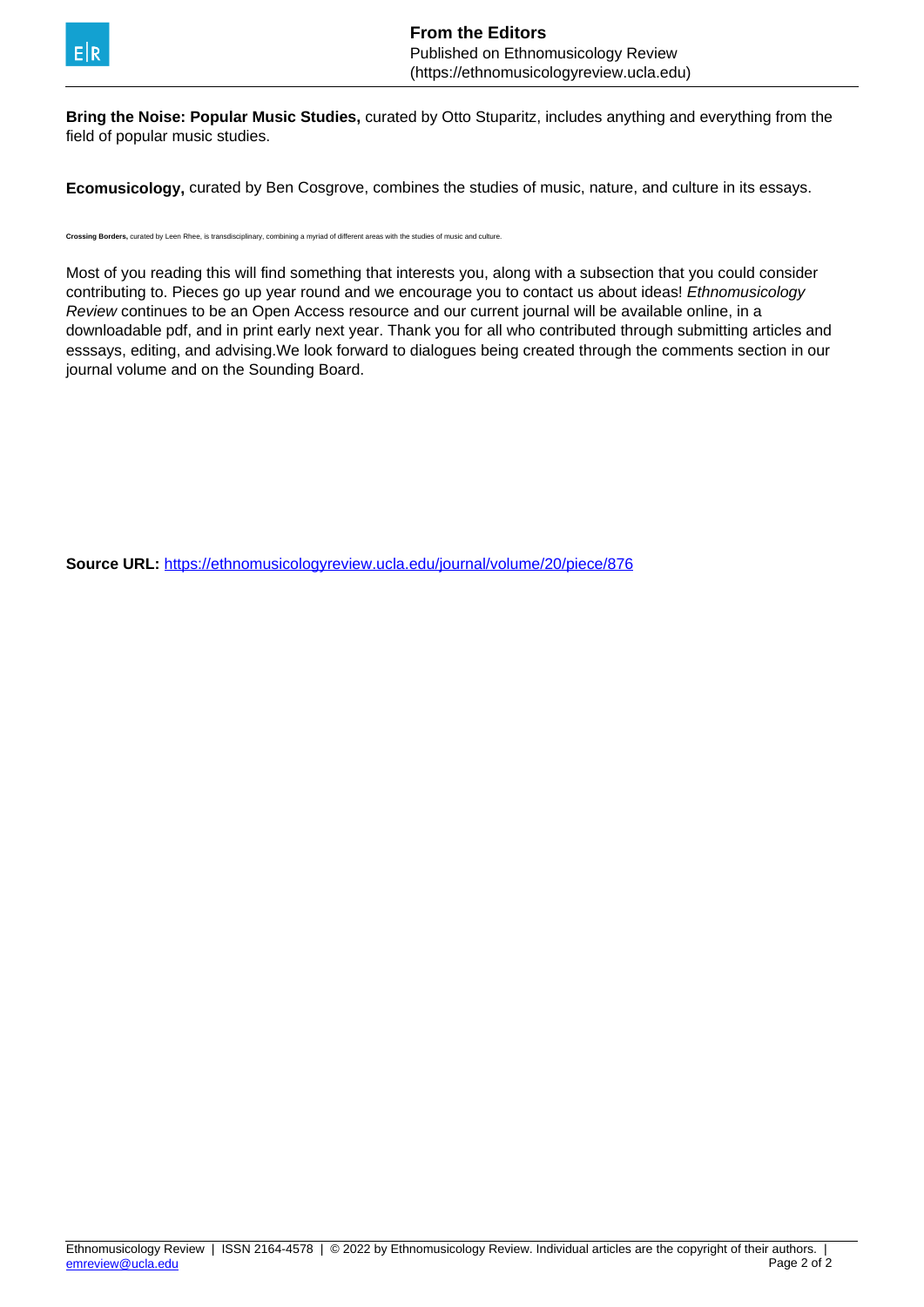**Bring the Noise: Popular Music Studies,** curated by Otto Stuparitz, includes anything and everything from the field of popular music studies.

**Ecomusicology,** curated by Ben Cosgrove, combines the studies of music, nature, and culture in its essays.

**Crossing Borders,** curated by Leen Rhee, is transdisciplinary, combining a myriad of different areas with the studies of music and culture.

Most of you reading this will find something that interests you, along with a subsection that you could consider contributing to. Pieces go up year round and we encourage you to contact us about ideas! *Ethnomusicology Review* continues to be an Open Access resource and our current journal will be available online, in a downloadable pdf, and in print early next year. Thank you for all who contributed through submitting articles and esssays, editing, and advising.We look forward to dialogues being created through the comments section in our journal volume and on the Sounding Board.

**Source URL:** https://ethnomusicologyreview.ucla.edu/journal/volume/20/piece/876